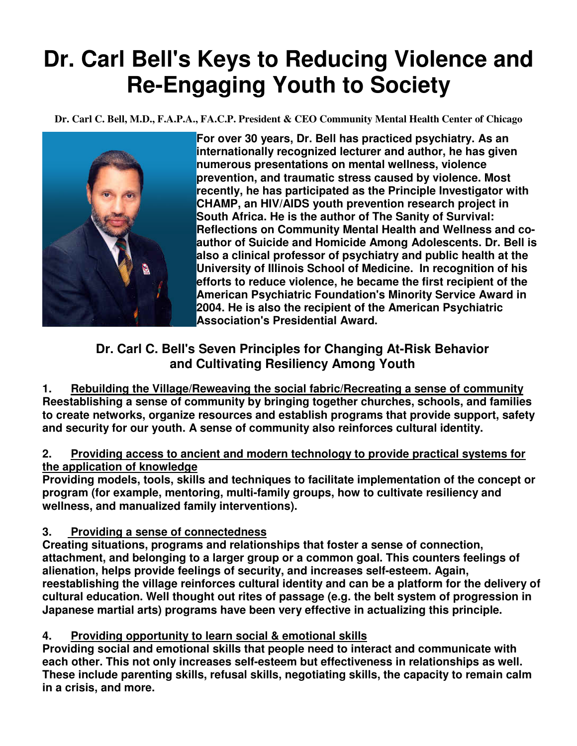# Dr. Carl Bell's Keys to Reducing Violence and Re-Engaging Youth to Society

**Dr. Carl C. Bell, M.D., F.A.P.A., FA.C.P. President & CEO Community Mental Health Center of Chicago**

**For over 30 years, Dr. Bell has practiced psychiatry. As an internationally recognized lecturer and author, he has given numerous presentations on mental wellness, violence prevention, and traumatic stress caused by violence. Most recently, he has participated as the Principle Investigator with CHAMP, an HIV/AIDS youth prevention research project in South Africa. He is the author of The Sanity of Survival: Reflections on Community Mental Health and Wellness and co-author of Suicide and Homicide Among Adolescents. Dr. Bell is also a clinical professor of psychiatry and public health at the University of Illinois School of Medicine. In recognition of his efforts to reduce violence, he became the first recipient of the American Psychiatric Foundation's Minority Service Award in 2004. He is also the recipient of the American Psychiatric Association's Presidential Award.**

## Dr. Carl C. Bell's Seven Principles for Changing At-Risk Behavior and Cultivating Resiliency Among Youth

**1. <u>Rebuilding the Village/Reweaving the social fabric/Recreating a sense of community</u>**
**Reestablishing a sense of community by bringing together churches, schools, and families to create networks, organize resources and establish programs that provide support, safety and security for our youth. A sense of community also reinforces cultural identity.**

**2. <u>Providing access to ancient and modern technology to provide practical systems for the application of knowledge</u>**
**Providing models, tools, skills and techniques to facilitate implementation of the concept or program (for example, mentoring, multi-family groups, how to cultivate resiliency and wellness, and manualized family interventions).**

**3. <u>Providing a sense of connectedness</u>**
**Creating situations, programs and relationships that foster a sense of connection, attachment, and belonging to a larger group or a common goal. This counters feelings of alienation, helps provide feelings of security, and increases self-esteem. Again, reestablishing the village reinforces cultural identity and can be a platform for the delivery of cultural education. Well thought out rites of passage (e.g. the belt system of progression in Japanese martial arts) programs have been very effective in actualizing this principle.**

**4. <u>Providing opportunity to learn social & emotional skills</u>**
**Providing social and emotional skills that people need to interact and communicate with each other. This not only increases self-esteem but effectiveness in relationships as well. These include parenting skills, refusal skills, negotiating skills, the capacity to remain calm in a crisis, and more.**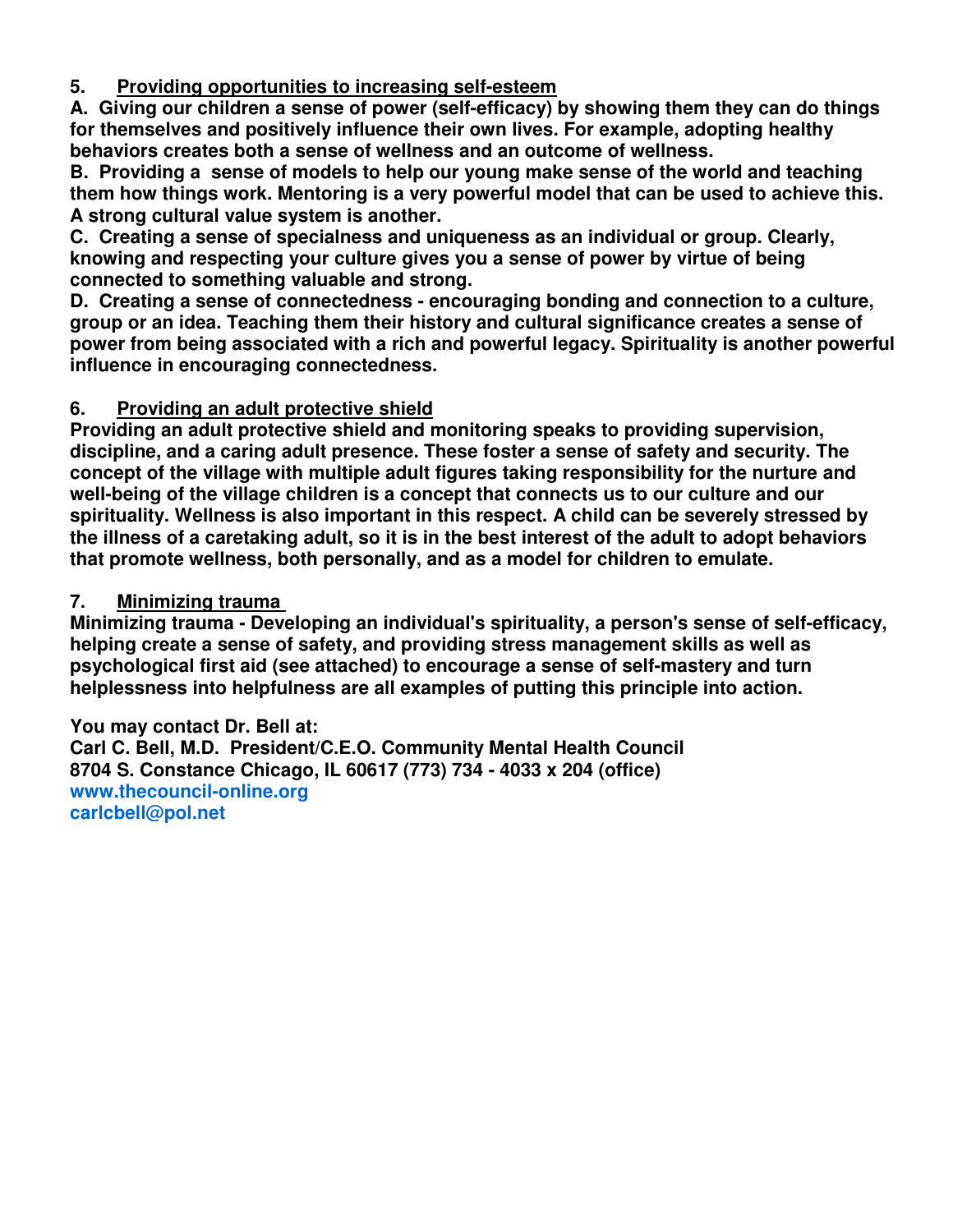## 5. Providing opportunities to increasing self-esteem

**A. Giving our children a sense of power (self-efficacy) by showing them they can do things for themselves and positively influence their own lives. For example, adopting healthy behaviors creates both a sense of wellness and an outcome of wellness.**

**B. Providing a sense of models to help our young make sense of the world and teaching them how things work. Mentoring is a very powerful model that can be used to achieve this. A strong cultural value system is another.**

**C. Creating a sense of specialness and uniqueness as an individual or group. Clearly, knowing and respecting your culture gives you a sense of power by virtue of being connected to something valuable and strong.**

**D. Creating a sense of connectedness - encouraging bonding and connection to a culture, group or an idea. Teaching them their history and cultural significance creates a sense of power from being associated with a rich and powerful legacy. Spirituality is another powerful influence in encouraging connectedness.**

## 6. Providing an adult protective shield

**Providing an adult protective shield and monitoring speaks to providing supervision, discipline, and a caring adult presence. These foster a sense of safety and security. The concept of the village with multiple adult figures taking responsibility for the nurture and well-being of the village children is a concept that connects us to our culture and our spirituality. Wellness is also important in this respect. A child can be severely stressed by the illness of a caretaking adult, so it is in the best interest of the adult to adopt behaviors that promote wellness, both personally, and as a model for children to emulate.**

## 7. Minimizing trauma

**Minimizing trauma - Developing an individual's spirituality, a person's sense of self-efficacy, helping create a sense of safety, and providing stress management skills as well as psychological first aid (see attached) to encourage a sense of self-mastery and turn helplessness into helpfulness are all examples of putting this principle into action.**

**You may contact Dr. Bell at:**
**Carl C. Bell, M.D. President/C.E.O. Community Mental Health Council**
**8704 S. Constance Chicago, IL 60617 (773) 734 - 4033 x 204 (office)**
**www.thecouncil-online.org**
**carlcbell@pol.net**